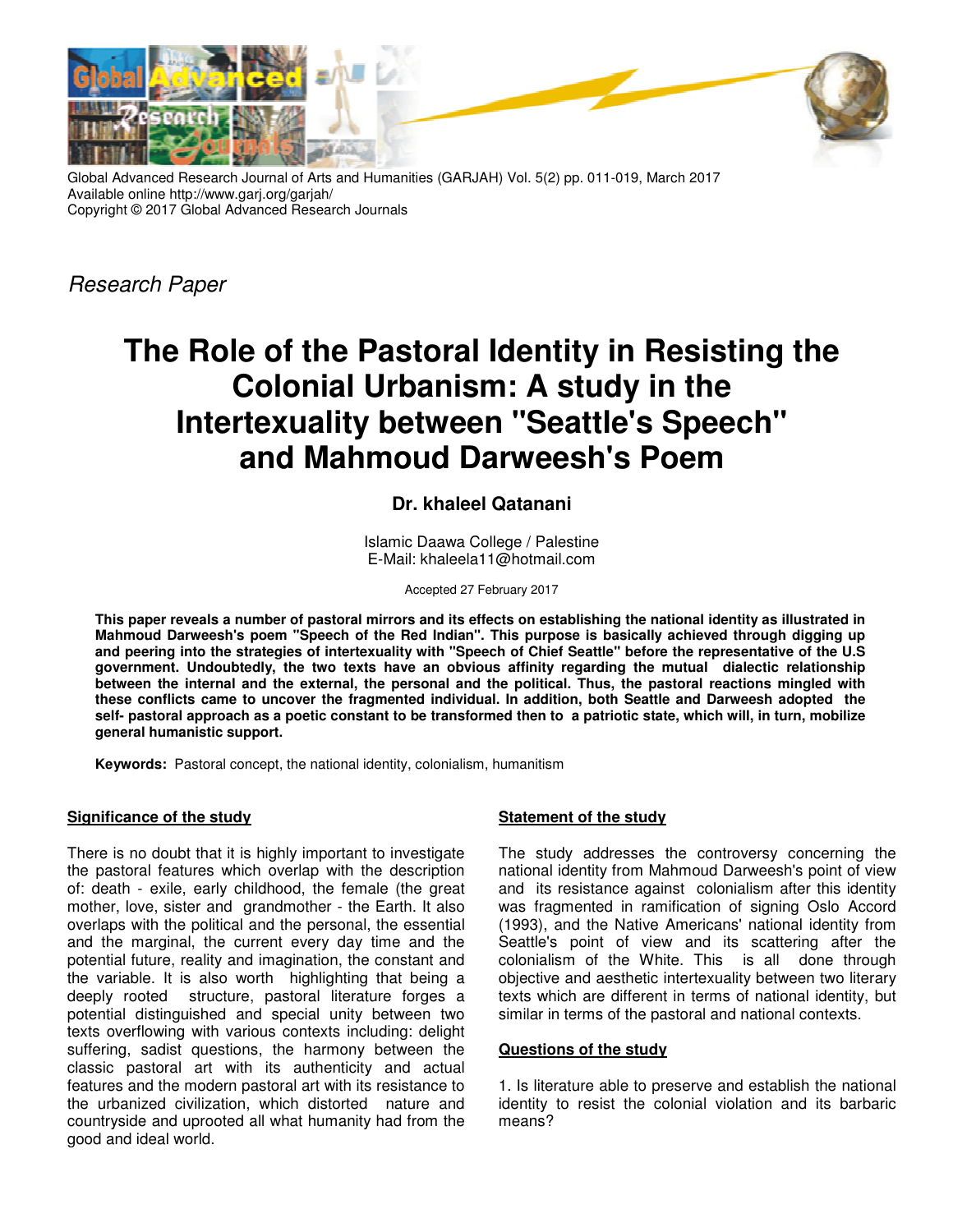Global Advanced Research Journal of Arts and Humanities (GARJAH) Vol. 5(2) pp. 011-019, March 2017
Available online http://www.garj.org/garjah/
Copyright © 2017 Global Advanced Research Journals

*Research Paper*

# The Role of the Pastoral Identity in Resisting the Colonial Urbanism: A study in the Intertexuality between "Seattle's Speech" and Mahmoud Darweesh's Poem

**Dr. khaleel Qatanani**

Islamic Daawa College / Palestine
E-Mail: khaleela11@hotmail.com

Accepted 27 February 2017

**This paper reveals a number of pastoral mirrors and its effects on establishing the national identity as illustrated in Mahmoud Darweesh's poem "Speech of the Red Indian". This purpose is basically achieved through digging up and peering into the strategies of intertexuality with "Speech of Chief Seattle" before the representative of the U.S government. Undoubtedly, the two texts have an obvious affinity regarding the mutual dialectic relationship between the internal and the external, the personal and the political. Thus, the pastoral reactions mingled with these conflicts came to uncover the fragmented individual. In addition, both Seattle and Darweesh adopted the self- pastoral approach as a poetic constant to be transformed then to a patriotic state, which will, in turn, mobilize general humanistic support.**

**Keywords:** Pastoral concept, the national identity, colonialism, humanitism

## Significance of the study

There is no doubt that it is highly important to investigate the pastoral features which overlap with the description of: death - exile, early childhood, the female (the great mother, love, sister and grandmother - the Earth. It also overlaps with the political and the personal, the essential and the marginal, the current every day time and the potential future, reality and imagination, the constant and the variable. It is also worth highlighting that being a deeply rooted structure, pastoral literature forges a potential distinguished and special unity between two texts overflowing with various contexts including: delight suffering, sadist questions, the harmony between the classic pastoral art with its authenticity and actual features and the modern pastoral art with its resistance to the urbanized civilization, which distorted nature and countryside and uprooted all what humanity had from the good and ideal world.

## Statement of the study

The study addresses the controversy concerning the national identity from Mahmoud Darweesh's point of view and its resistance against colonialism after this identity was fragmented in ramification of signing Oslo Accord (1993), and the Native Americans' national identity from Seattle's point of view and its scattering after the colonialism of the White. This is all done through objective and aesthetic intertexuality between two literary texts which are different in terms of national identity, but similar in terms of the pastoral and national contexts.

## Questions of the study

1. Is literature able to preserve and establish the national identity to resist the colonial violation and its barbaric means?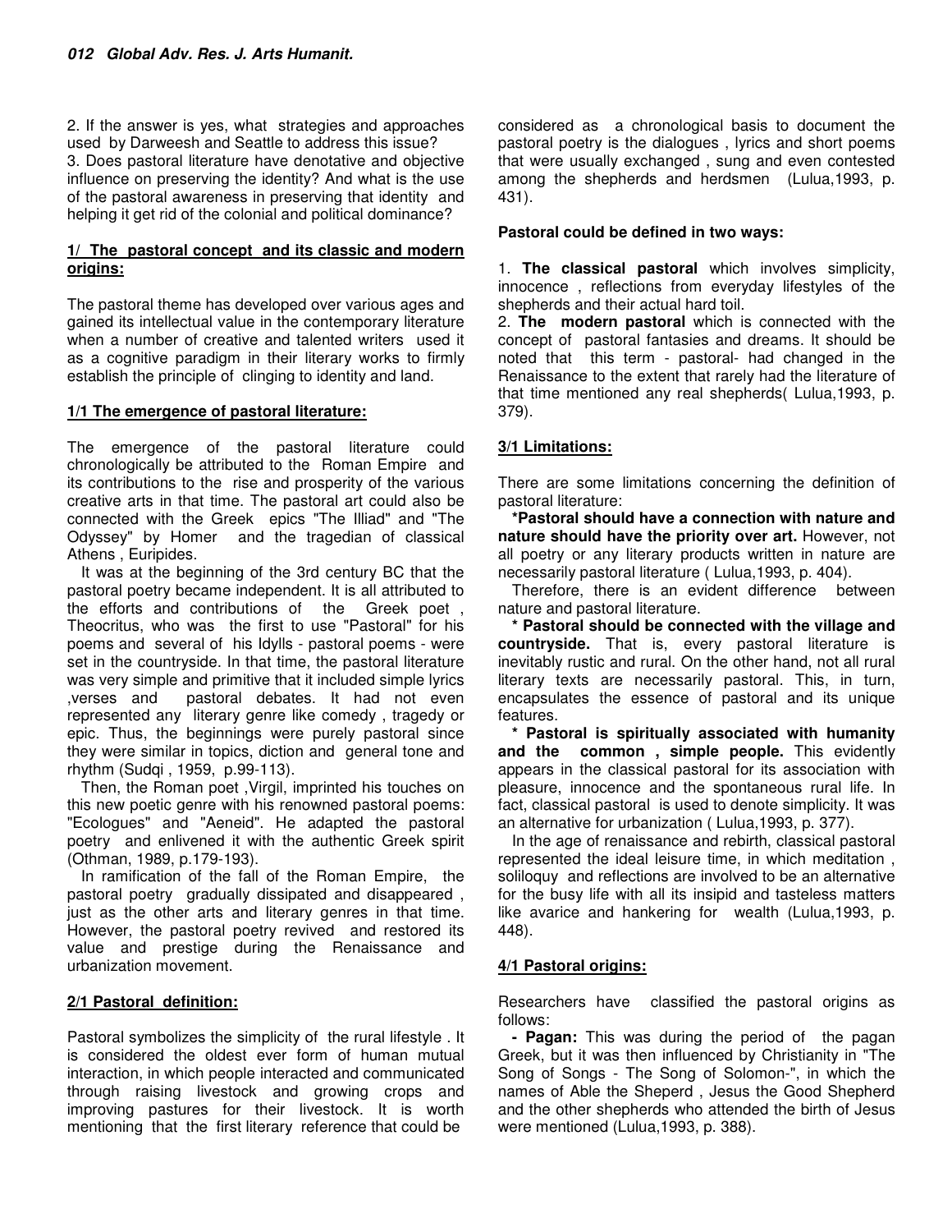2. If the answer is yes, what strategies and approaches used by Darweesh and Seattle to address this issue?
3. Does pastoral literature have denotative and objective influence on preserving the identity? And what is the use of the pastoral awareness in preserving that identity and helping it get rid of the colonial and political dominance?

## 1/ The pastoral concept and its classic and modern origins:

The pastoral theme has developed over various ages and gained its intellectual value in the contemporary literature when a number of creative and talented writers used it as a cognitive paradigm in their literary works to firmly establish the principle of clinging to identity and land.

### 1/1 The emergence of pastoral literature:

The emergence of the pastoral literature could chronologically be attributed to the Roman Empire and its contributions to the rise and prosperity of the various creative arts in that time. The pastoral art could also be connected with the Greek epics "The Illiad" and "The Odyssey" by Homer and the tragedian of classical Athens , Euripides.

It was at the beginning of the 3rd century BC that the pastoral poetry became independent. It is all attributed to the efforts and contributions of the Greek poet , Theocritus, who was the first to use "Pastoral" for his poems and several of his Idylls - pastoral poems - were set in the countryside. In that time, the pastoral literature was very simple and primitive that it included simple lyrics ,verses and pastoral debates. It had not even represented any literary genre like comedy , tragedy or epic. Thus, the beginnings were purely pastoral since they were similar in topics, diction and general tone and rhythm (Sudqi , 1959, p.99-113).

Then, the Roman poet ,Virgil, imprinted his touches on this new poetic genre with his renowned pastoral poems: "Ecologues" and "Aeneid". He adapted the pastoral poetry and enlivened it with the authentic Greek spirit (Othman, 1989, p.179-193).

In ramification of the fall of the Roman Empire, the pastoral poetry gradually dissipated and disappeared , just as the other arts and literary genres in that time. However, the pastoral poetry revived and restored its value and prestige during the Renaissance and urbanization movement.

### 2/1 Pastoral definition:

Pastoral symbolizes the simplicity of the rural lifestyle . It is considered the oldest ever form of human mutual interaction, in which people interacted and communicated through raising livestock and growing crops and improving pastures for their livestock. It is worth mentioning that the first literary reference that could be considered as a chronological basis to document the pastoral poetry is the dialogues , lyrics and short poems that were usually exchanged , sung and even contested among the shepherds and herdsmen (Lulua,1993, p. 431).

**Pastoral could be defined in two ways:**

1. **The classical pastoral** which involves simplicity, innocence , reflections from everyday lifestyles of the shepherds and their actual hard toil.
2. **The modern pastoral** which is connected with the concept of pastoral fantasies and dreams. It should be noted that this term - pastoral- had changed in the Renaissance to the extent that rarely had the literature of that time mentioned any real shepherds( Lulua,1993, p. 379).

### 3/1 Limitations:

There are some limitations concerning the definition of pastoral literature:

***Pastoral should have a connection with nature and nature should have the priority over art.** However, not all poetry or any literary products written in nature are necessarily pastoral literature ( Lulua,1993, p. 404).

Therefore, there is an evident difference between nature and pastoral literature.

*** Pastoral should be connected with the village and countryside.** That is, every pastoral literature is inevitably rustic and rural. On the other hand, not all rural literary texts are necessarily pastoral. This, in turn, encapsulates the essence of pastoral and its unique features.

*** Pastoral is spiritually associated with humanity and the common , simple people.** This evidently appears in the classical pastoral for its association with pleasure, innocence and the spontaneous rural life. In fact, classical pastoral is used to denote simplicity. It was an alternative for urbanization ( Lulua,1993, p. 377).

In the age of renaissance and rebirth, classical pastoral represented the ideal leisure time, in which meditation , soliloquy and reflections are involved to be an alternative for the busy life with all its insipid and tasteless matters like avarice and hankering for wealth (Lulua,1993, p. 448).

### 4/1 Pastoral origins:

Researchers have classified the pastoral origins as follows:

**- Pagan:** This was during the period of the pagan Greek, but it was then influenced by Christianity in "The Song of Songs - The Song of Solomon-", in which the names of Able the Sheperd , Jesus the Good Shepherd and the other shepherds who attended the birth of Jesus were mentioned (Lulua,1993, p. 388).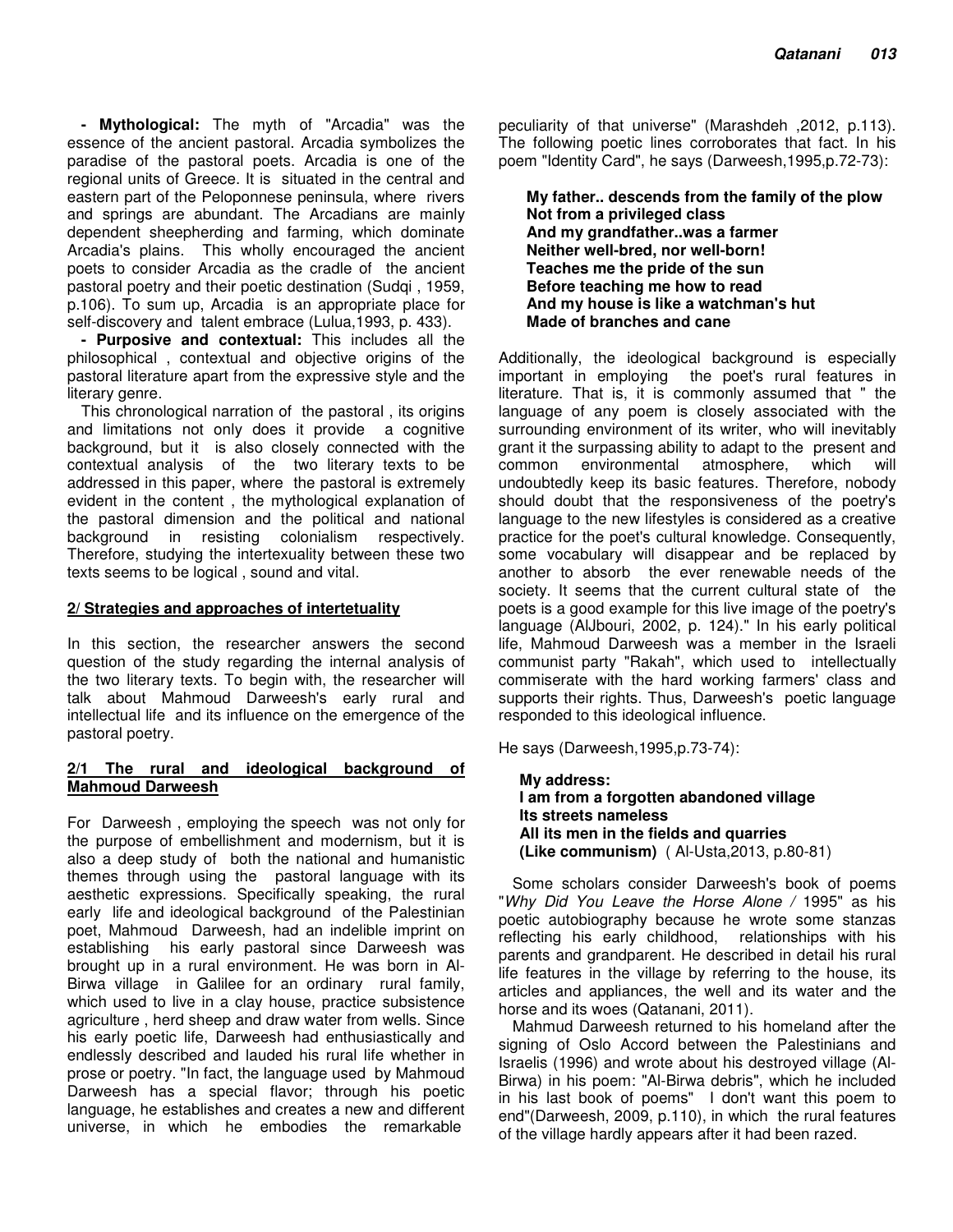**- Mythological:** The myth of "Arcadia" was the essence of the ancient pastoral. Arcadia symbolizes the paradise of the pastoral poets. Arcadia is one of the regional units of Greece. It is situated in the central and eastern part of the Peloponnese peninsula, where rivers and springs are abundant. The Arcadians are mainly dependent sheepherding and farming, which dominate Arcadia's plains. This wholly encouraged the ancient poets to consider Arcadia as the cradle of the ancient pastoral poetry and their poetic destination (Sudqi , 1959, p.106). To sum up, Arcadia is an appropriate place for self-discovery and talent embrace (Lulua,1993, p. 433).

**- Purposive and contextual:** This includes all the philosophical , contextual and objective origins of the pastoral literature apart from the expressive style and the literary genre.

This chronological narration of the pastoral , its origins and limitations not only does it provide a cognitive background, but it is also closely connected with the contextual analysis of the two literary texts to be addressed in this paper, where the pastoral is extremely evident in the content , the mythological explanation of the pastoral dimension and the political and national background in resisting colonialism respectively. Therefore, studying the intertexuality between these two texts seems to be logical , sound and vital.

## 2/ Strategies and approaches of intertetuality

In this section, the researcher answers the second question of the study regarding the internal analysis of the two literary texts. To begin with, the researcher will talk about Mahmoud Darweesh's early rural and intellectual life and its influence on the emergence of the pastoral poetry.

### 2/1 The rural and ideological background of Mahmoud Darweesh

For Darweesh , employing the speech was not only for the purpose of embellishment and modernism, but it is also a deep study of both the national and humanistic themes through using the pastoral language with its aesthetic expressions. Specifically speaking, the rural early life and ideological background of the Palestinian poet, Mahmoud Darweesh, had an indelible imprint on establishing his early pastoral since Darweesh was brought up in a rural environment. He was born in Al-Birwa village in Galilee for an ordinary rural family, which used to live in a clay house, practice subsistence agriculture , herd sheep and draw water from wells. Since his early poetic life, Darweesh had enthusiastically and endlessly described and lauded his rural life whether in prose or poetry. "In fact, the language used by Mahmoud Darweesh has a special flavor; through his poetic language, he establishes and creates a new and different universe, in which he embodies the remarkable peculiarity of that universe" (Marashdeh ,2012, p.113). The following poetic lines corroborates that fact. In his poem "Identity Card", he says (Darweesh,1995,p.72-73):

> **My father.. descends from the family of the plow**
> **Not from a privileged class**
> **And my grandfather..was a farmer**
> **Neither well-bred, nor well-born!**
> **Teaches me the pride of the sun**
> **Before teaching me how to read**
> **And my house is like a watchman's hut**
> **Made of branches and cane**

Additionally, the ideological background is especially important in employing the poet's rural features in literature. That is, it is commonly assumed that " the language of any poem is closely associated with the surrounding environment of its writer, who will inevitably grant it the surpassing ability to adapt to the present and common environmental atmosphere, which will undoubtedly keep its basic features. Therefore, nobody should doubt that the responsiveness of the poetry's language to the new lifestyles is considered as a creative practice for the poet's cultural knowledge. Consequently, some vocabulary will disappear and be replaced by another to absorb the ever renewable needs of the society. It seems that the current cultural state of the poets is a good example for this live image of the poetry's language (AlJbouri, 2002, p. 124)." In his early political life, Mahmoud Darweesh was a member in the Israeli communist party "Rakah", which used to intellectually commiserate with the hard working farmers' class and supports their rights. Thus, Darweesh's poetic language responded to this ideological influence.

He says (Darweesh,1995,p.73-74):

> **My address:**
> **I am from a forgotten abandoned village**
> **Its streets nameless**
> **All its men in the fields and quarries**
> **(Like communism)** ( Al-Usta,2013, p.80-81)

Some scholars consider Darweesh's book of poems "*Why Did You Leave the Horse Alone /* 1995" as his poetic autobiography because he wrote some stanzas reflecting his early childhood, relationships with his parents and grandparent. He described in detail his rural life features in the village by referring to the house, its articles and appliances, the well and its water and the horse and its woes (Qatanani, 2011).

Mahmud Darweesh returned to his homeland after the signing of Oslo Accord between the Palestinians and Israelis (1996) and wrote about his destroyed village (Al-Birwa) in his poem: "Al-Birwa debris", which he included in his last book of poems" I don't want this poem to end"(Darweesh, 2009, p.110), in which the rural features of the village hardly appears after it had been razed.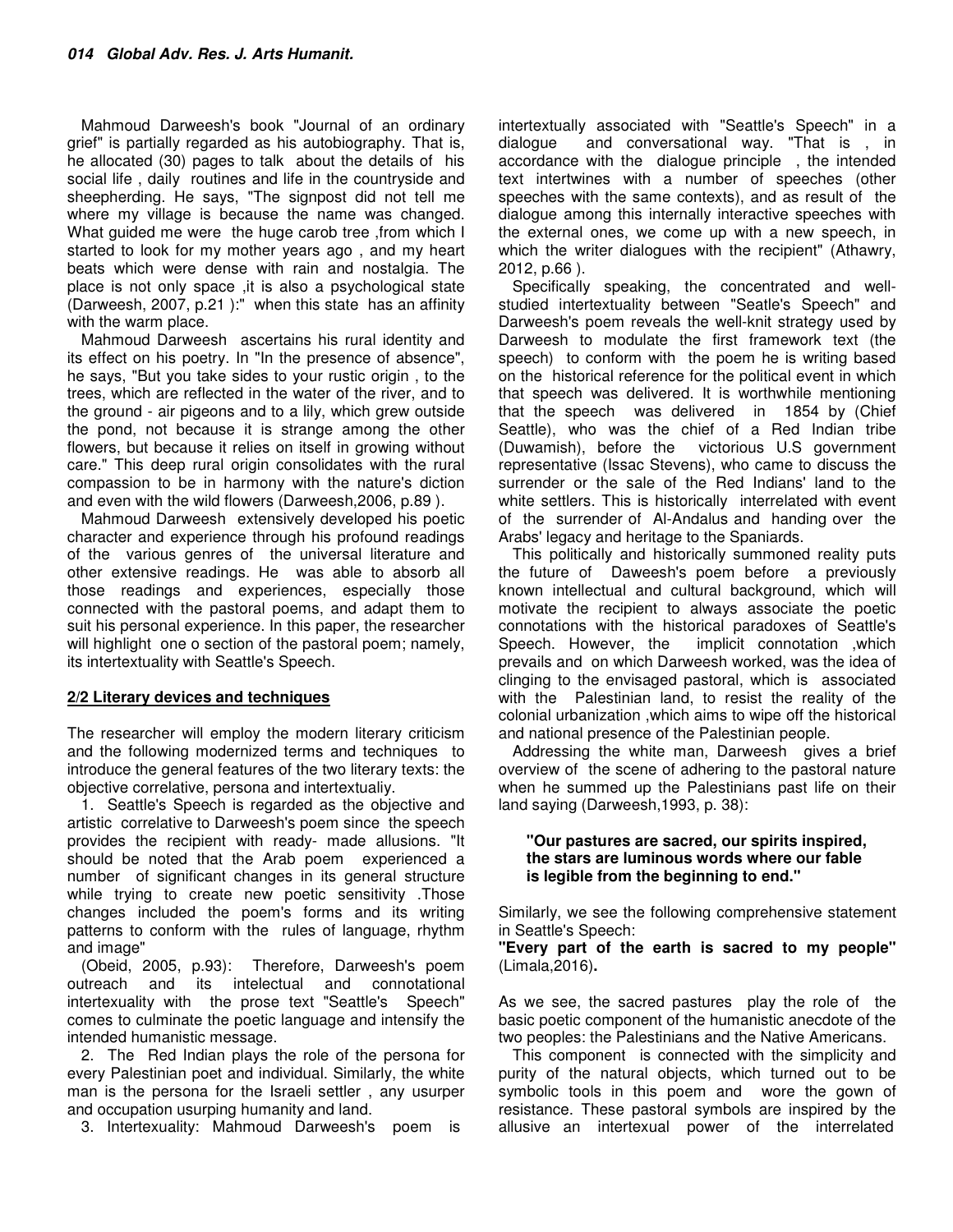Mahmoud Darweesh's book "Journal of an ordinary grief" is partially regarded as his autobiography. That is, he allocated (30) pages to talk about the details of his social life , daily routines and life in the countryside and sheepherding. He says, "The signpost did not tell me where my village is because the name was changed. What guided me were the huge carob tree ,from which I started to look for my mother years ago , and my heart beats which were dense with rain and nostalgia. The place is not only space ,it is also a psychological state (Darweesh, 2007, p.21 ):" when this state has an affinity with the warm place.

Mahmoud Darweesh ascertains his rural identity and its effect on his poetry. In "In the presence of absence", he says, "But you take sides to your rustic origin , to the trees, which are reflected in the water of the river, and to the ground - air pigeons and to a lily, which grew outside the pond, not because it is strange among the other flowers, but because it relies on itself in growing without care." This deep rural origin consolidates with the rural compassion to be in harmony with the nature's diction and even with the wild flowers (Darweesh,2006, p.89 ).

Mahmoud Darweesh extensively developed his poetic character and experience through his profound readings of the various genres of the universal literature and other extensive readings. He was able to absorb all those readings and experiences, especially those connected with the pastoral poems, and adapt them to suit his personal experience. In this paper, the researcher will highlight one o section of the pastoral poem; namely, its intertextuality with Seattle's Speech.

## 2/2 Literary devices and techniques

The researcher will employ the modern literary criticism and the following modernized terms and techniques to introduce the general features of the two literary texts: the objective correlative, persona and intertextualiy.

1. Seattle's Speech is regarded as the objective and artistic correlative to Darweesh's poem since the speech provides the recipient with ready- made allusions. "It should be noted that the Arab poem experienced a number of significant changes in its general structure while trying to create new poetic sensitivity .Those changes included the poem's forms and its writing patterns to conform with the rules of language, rhythm and image"
(Obeid, 2005, p.93): Therefore, Darweesh's poem outreach and its intelectual and connotational intertexuality with the prose text "Seattle's Speech" comes to culminate the poetic language and intensify the intended humanistic message.
2. The Red Indian plays the role of the persona for every Palestinian poet and individual. Similarly, the white man is the persona for the Israeli settler , any usurper and occupation usurping humanity and land.
3. Intertexuality: Mahmoud Darweesh's poem is intertextually associated with "Seatle's Speech" in a dialogue and conversational way. "That is , in accordance with the dialogue principle , the intended text intertwines with a number of speeches (other speeches with the same contexts), and as result of the dialogue among this internally interactive speeches with the external ones, we come up with a new speech, in which the writer dialogues with the recipient" (Athawry, 2012, p.66 ).

Specifically speaking, the concentrated and well-studied intertextuality between "Seatle's Speech" and Darweesh's poem reveals the well-knit strategy used by Darweesh to modulate the first framework text (the speech) to conform with the poem he is writing based on the historical reference for the political event in which that speech was delivered. It is worthwhile mentioning that the speech was delivered in 1854 by (Chief Seattle), who was the chief of a Red Indian tribe (Duwamish), before the victorious U.S government representative (Issac Stevens), who came to discuss the surrender or the sale of the Red Indians' land to the white settlers. This is historically interrelated with event of the surrender of Al-Andalus and handing over the Arabs' legacy and heritage to the Spaniards.

This politically and historically summoned reality puts the future of Daweesh's poem before a previously known intellectual and cultural background, which will motivate the recipient to always associate the poetic connotations with the historical paradoxes of Seattle's Speech. However, the implicit connotation ,which prevails and on which Darweesh worked, was the idea of clinging to the envisaged pastoral, which is associated with the Palestinian land, to resist the reality of the colonial urbanization ,which aims to wipe off the historical and national presence of the Palestinian people.

Addressing the white man, Darweesh gives a brief overview of the scene of adhering to the pastoral nature when he summed up the Palestinians past life on their land saying (Darweesh,1993, p. 38):

> **"Our pastures are sacred, our spirits inspired,**
> **the stars are luminous words where our fable**
> **is legible from the beginning to end."**

Similarly, we see the following comprehensive statement in Seattle's Speech:
**"Every part of the earth is sacred to my people"** (Limala,2016)**.**

As we see, the sacred pastures play the role of the basic poetic component of the humanistic anecdote of the two peoples: the Palestinians and the Native Americans.

This component is connected with the simplicity and purity of the natural objects, which turned out to be symbolic tools in this poem and wore the gown of resistance. These pastoral symbols are inspired by the allusive an intertexual power of the interrelated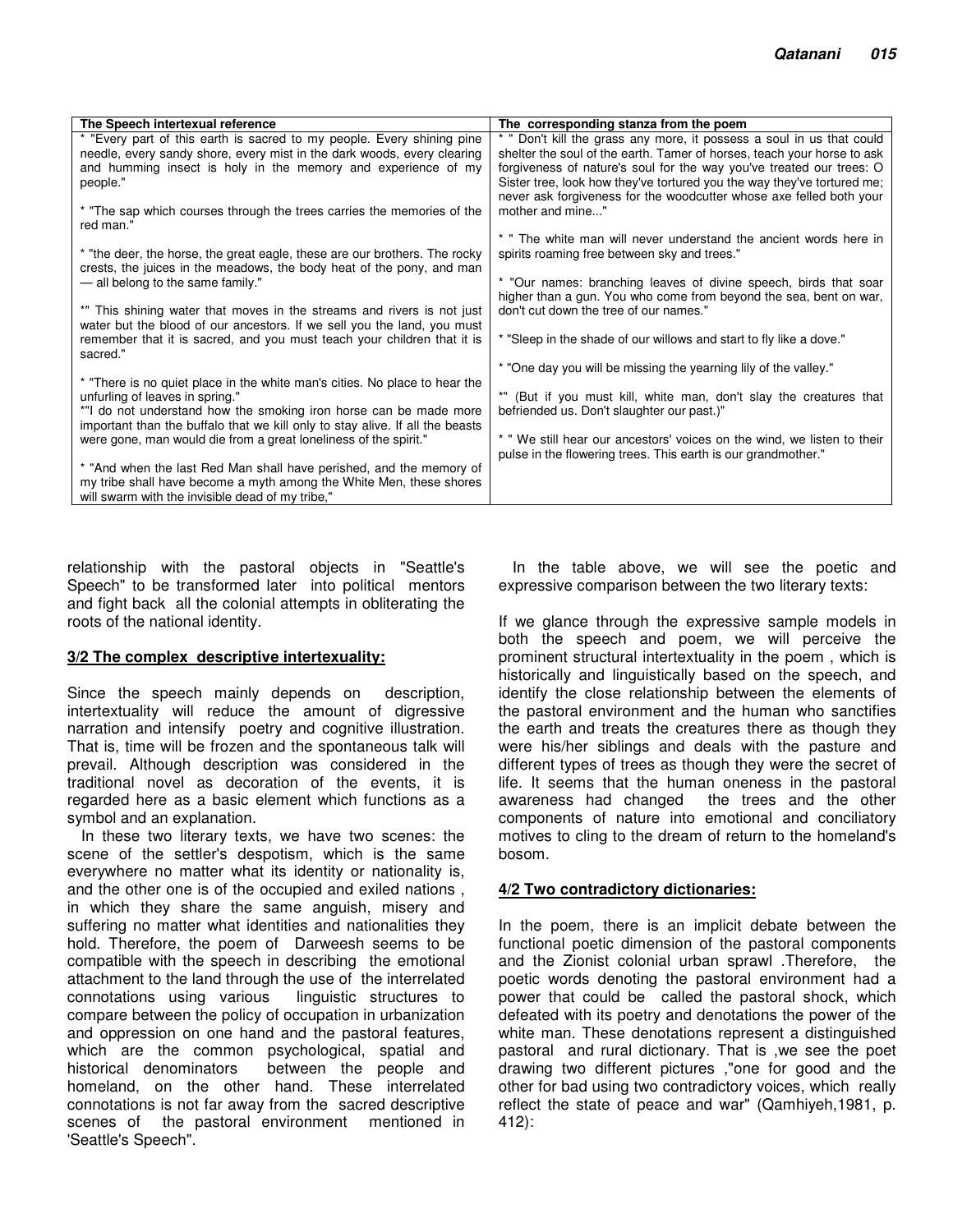| The Speech intertexual reference | The corresponding stanza from the poem |
|---|---|
| * "Every part of this earth is sacred to my people. Every shining pine needle, every sandy shore, every mist in the dark woods, every clearing and humming insect is holy in the memory and experience of my people."<br><br>* "The sap which courses through the trees carries the memories of the red man."<br><br>* "the deer, the horse, the great eagle, these are our brothers. The rocky crests, the juices in the meadows, the body heat of the pony, and man — all belong to the same family."<br><br>*" This shining water that moves in the streams and rivers is not just water but the blood of our ancestors. If we sell you the land, you must remember that it is sacred, and you must teach your children that it is sacred."<br><br>* "There is no quiet place in the white man's cities. No place to hear the unfurling of leaves in spring."<br>*"I do not understand how the smoking iron horse can be made more important than the buffalo that we kill only to stay alive. If all the beasts were gone, man would die from a great loneliness of the spirit."<br><br>* "And when the last Red Man shall have perished, and the memory of my tribe shall have become a myth among the White Men, these shores will swarm with the invisible dead of my tribe," | * " Don't kill the grass any more, it possess a soul in us that could shelter the soul of the earth. Tamer of horses, teach your horse to ask forgiveness of nature's soul for the way you've treated our trees: O Sister tree, look how they've tortured you the way they've tortured me; never ask forgiveness for the woodcutter whose axe felled both your mother and mine..."<br><br>* " The white man will never understand the ancient words here in spirits roaming free between sky and trees."<br><br>* "Our names: branching leaves of divine speech, birds that soar higher than a gun. You who come from beyond the sea, bent on war, don't cut down the tree of our names."<br><br>* "Sleep in the shade of our willows and start to fly like a dove."<br><br>* "One day you will be missing the yearning lily of the valley."<br><br>*" (But if you must kill, white man, don't slay the creatures that befriended us. Don't slaughter our past.)"<br><br>* " We still hear our ancestors' voices on the wind, we listen to their pulse in the flowering trees. This earth is our grandmother." |

relationship with the pastoral objects in "Seattle's Speech" to be transformed later into political mentors and fight back all the colonial attempts in obliterating the roots of the national identity.

**3/2 The complex descriptive intertexuality:**

Since the speech mainly depends on description, intertextuality will reduce the amount of digressive narration and intensify poetry and cognitive illustration. That is, time will be frozen and the spontaneous talk will prevail. Although description was considered in the traditional novel as decoration of the events, it is regarded here as a basic element which functions as a symbol and an explanation.

In these two literary texts, we have two scenes: the scene of the settler's despotism, which is the same everywhere no matter what its identity or nationality is, and the other one is of the occupied and exiled nations , in which they share the same anguish, misery and suffering no matter what identities and nationalities they hold. Therefore, the poem of Darweesh seems to be compatible with the speech in describing the emotional attachment to the land through the use of the interrelated connotations using various linguistic structures to compare between the policy of occupation in urbanization and oppression on one hand and the pastoral features, which are the common psychological, spatial and historical denominators between the people and homeland, on the other hand. These interrelated connotations is not far away from the sacred descriptive scenes of the pastoral environment mentioned in 'Seattle's Speech".

In the table above, we will see the poetic and expressive comparison between the two literary texts:

If we glance through the expressive sample models in both the speech and poem, we will perceive the prominent structural intertextuality in the poem , which is historically and linguistically based on the speech, and identify the close relationship between the elements of the pastoral environment and the human who sanctifies the earth and treats the creatures there as though they were his/her siblings and deals with the pasture and different types of trees as though they were the secret of life. It seems that the human oneness in the pastoral awareness had changed the trees and the other components of nature into emotional and conciliatory motives to cling to the dream of return to the homeland's bosom.

**4/2 Two contradictory dictionaries:**

In the poem, there is an implicit debate between the functional poetic dimension of the pastoral components and the Zionist colonial urban sprawl .Therefore, the poetic words denoting the pastoral environment had a power that could be called the pastoral shock, which defeated with its poetry and denotations the power of the white man. These denotations represent a distinguished pastoral and rural dictionary. That is ,we see the poet drawing two different pictures ,"one for good and the other for bad using two contradictory voices, which really reflect the state of peace and war" (Qamhiyeh,1981, p. 412):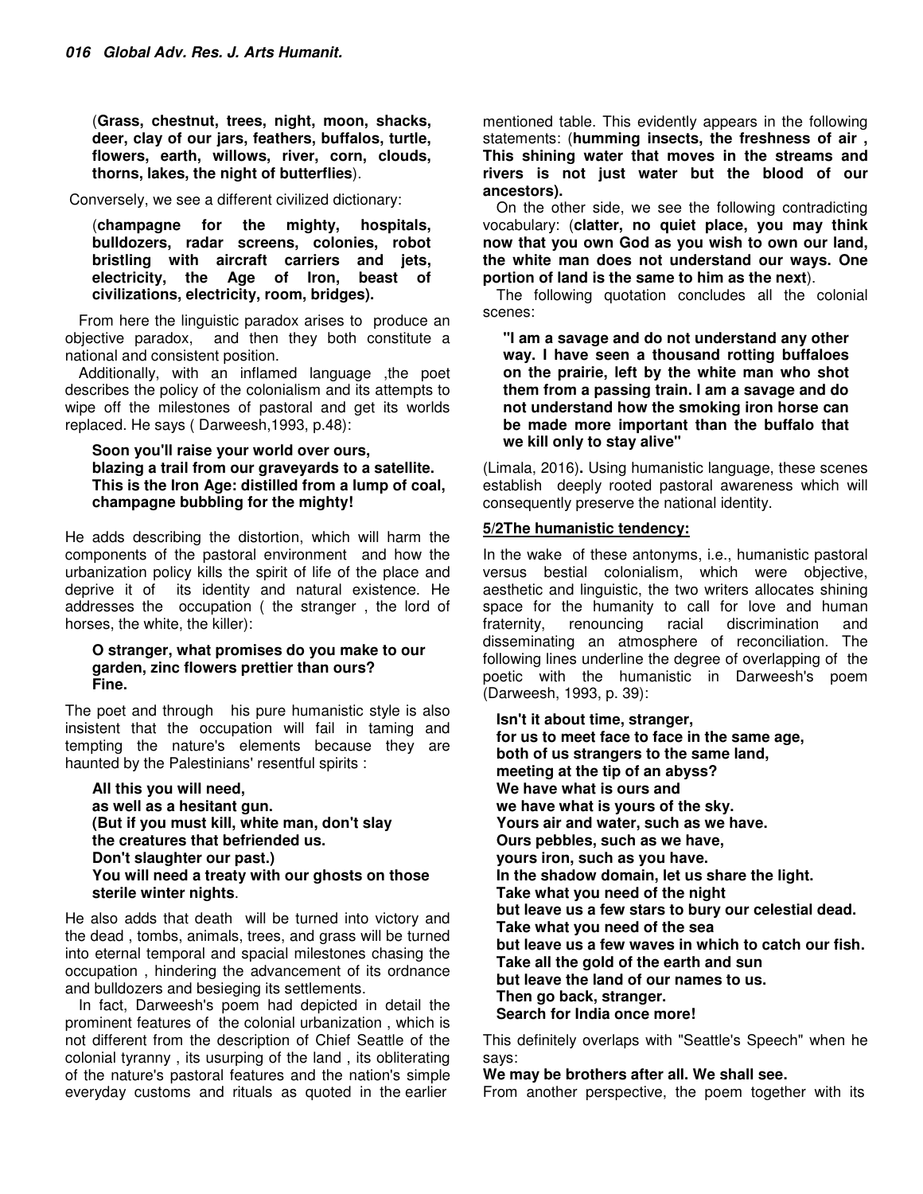(**Grass, chestnut, trees, night, moon, shacks, deer, clay of our jars, feathers, buffalos, turtle, flowers, earth, willows, river, corn, clouds, thorns, lakes, the night of butterflies**).

Conversely, we see a different civilized dictionary:

(**champagne for the mighty, hospitals, bulldozers, radar screens, colonies, robot bristling with aircraft carriers and jets, electricity, the Age of Iron, beast of civilizations, electricity, room, bridges).**

From here the linguistic paradox arises to produce an objective paradox, and then they both constitute a national and consistent position.

Additionally, with an inflamed language ,the poet describes the policy of the colonialism and its attempts to wipe off the milestones of pastoral and get its worlds replaced. He says ( Darweesh,1993, p.48):

> **Soon you'll raise your world over ours,**
> **blazing a trail from our graveyards to a satellite.**
> **This is the Iron Age: distilled from a lump of coal,**
> **champagne bubbling for the mighty!**

He adds describing the distortion, which will harm the components of the pastoral environment and how the urbanization policy kills the spirit of life of the place and deprive it of its identity and natural existence. He addresses the occupation ( the stranger , the lord of horses, the white, the killer):

> **O stranger, what promises do you make to our garden, zinc flowers prettier than ours?**
> **Fine.**

The poet and through his pure humanistic style is also insistent that the occupation will fail in taming and tempting the nature's elements because they are haunted by the Palestinians' resentful spirits :

> **All this you will need,**
> **as well as a hesitant gun.**
> **(But if you must kill, white man, don't slay**
> **the creatures that befriended us.**
> **Don't slaughter our past.)**
> **You will need a treaty with our ghosts on those sterile winter nights**.

He also adds that death will be turned into victory and the dead , tombs, animals, trees, and grass will be turned into eternal temporal and spacial milestones chasing the occupation , hindering the advancement of its ordnance and bulldozers and besieging its settlements.

In fact, Darweesh's poem had depicted in detail the prominent features of the colonial urbanization , which is not different from the description of Chief Seattle of the colonial tyranny , its usurping of the land , its obliterating of the nature's pastoral features and the nation's simple everyday customs and rituals as quoted in the earlier mentioned table. This evidently appears in the following statements: (**humming insects, the freshness of air , This shining water that moves in the streams and rivers is not just water but the blood of our ancestors).**

On the other side, we see the following contradicting vocabulary: (**clatter, no quiet place, you may think now that you own God as you wish to own our land, the white man does not understand our ways. One portion of land is the same to him as the next**).

The following quotation concludes all the colonial scenes:

> **"I am a savage and do not understand any other way. I have seen a thousand rotting buffaloes on the prairie, left by the white man who shot them from a passing train. I am a savage and do not understand how the smoking iron horse can be made more important than the buffalo that we kill only to stay alive"**

(Limala, 2016)**.** Using humanistic language, these scenes establish deeply rooted pastoral awareness which will consequently preserve the national identity.

### 5/2The humanistic tendency:

In the wake of these antonyms, i.e., humanistic pastoral versus bestial colonialism, which were objective, aesthetic and linguistic, the two writers allocates shining space for the humanity to call for love and human fraternity, renouncing racial discrimination and disseminating an atmosphere of reconciliation. The following lines underline the degree of overlapping of the poetic with the humanistic in Darweesh's poem (Darweesh, 1993, p. 39):

> **Isn't it about time, stranger,**
> **for us to meet face to face in the same age,**
> **both of us strangers to the same land,**
> **meeting at the tip of an abyss?**
> **We have what is ours and**
> **we have what is yours of the sky.**
> **Yours air and water, such as we have.**
> **Ours pebbles, such as we have,**
> **yours iron, such as you have.**
> **In the shadow domain, let us share the light.**
> **Take what you need of the night**
> **but leave us a few stars to bury our celestial dead.**
> **Take what you need of the sea**
> **but leave us a few waves in which to catch our fish.**
> **Take all the gold of the earth and sun**
> **but leave the land of our names to us.**
> **Then go back, stranger.**
> **Search for India once more!**

This definitely overlaps with "Seattle's Speech" when he says:

**We may be brothers after all. We shall see.**

From another perspective, the poem together with its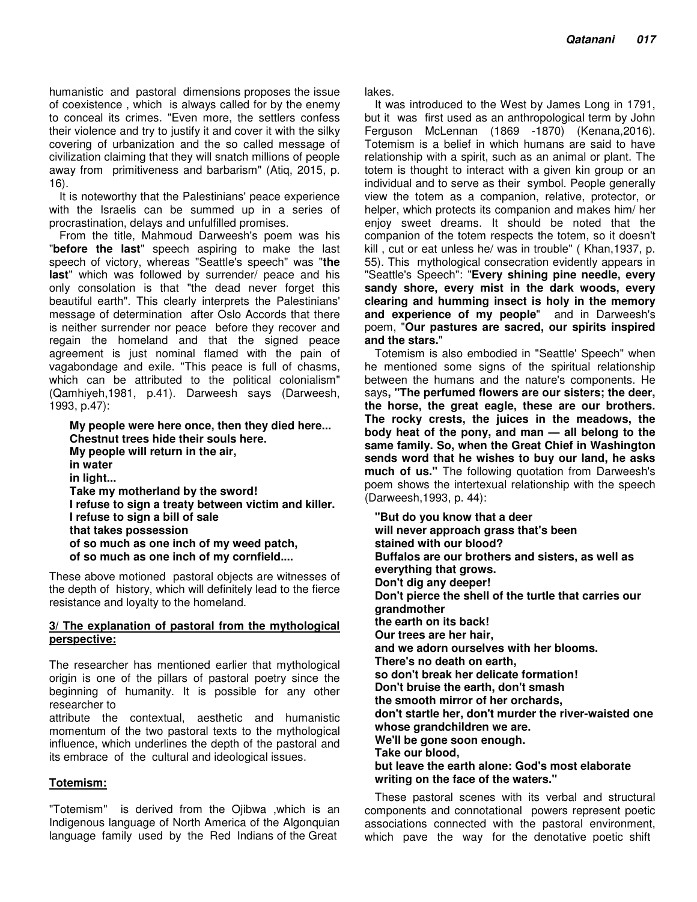humanistic and pastoral dimensions proposes the issue of coexistence , which is always called for by the enemy to conceal its crimes. "Even more, the settlers confess their violence and try to justify it and cover it with the silky covering of urbanization and the so called message of civilization claiming that they will snatch millions of people away from primitiveness and barbarism" (Atiq, 2015, p. 16).

It is noteworthy that the Palestinians' peace experience with the Israelis can be summed up in a series of procrastination, delays and unfulfilled promises.

From the title, Mahmoud Darweesh's poem was his "**before the last**" speech aspiring to make the last speech of victory, whereas "Seattle's speech" was "**the last**" which was followed by surrender/ peace and his only consolation is that "the dead never forget this beautiful earth". This clearly interprets the Palestinians' message of determination after Oslo Accords that there is neither surrender nor peace before they recover and regain the homeland and that the signed peace agreement is just nominal flamed with the pain of vagabondage and exile. "This peace is full of chasms, which can be attributed to the political colonialism" (Qamhiyeh,1981, p.41). Darweesh says (Darweesh, 1993, p.47):

**My people were here once, then they died here...**
**Chestnut trees hide their souls here.**
**My people will return in the air,**
**in water**
**in light...**
**Take my motherland by the sword!**
**I refuse to sign a treaty between victim and killer.**
**I refuse to sign a bill of sale**
**that takes possession**
**of so much as one inch of my weed patch,**
**of so much as one inch of my cornfield....**

These above motioned pastoral objects are witnesses of the depth of history, which will definitely lead to the fierce resistance and loyalty to the homeland.

## 3/ The explanation of pastoral from the mythological perspective:

The researcher has mentioned earlier that mythological origin is one of the pillars of pastoral poetry since the beginning of humanity. It is possible for any other researcher to attribute the contextual, aesthetic and humanistic momentum of the two pastoral texts to the mythological influence, which underlines the depth of the pastoral and its embrace of the cultural and ideological issues.

### Totemism:

"Totemism" is derived from the Ojibwa ,which is an Indigenous language of North America of the Algonquian language family used by the Red Indians of the Great lakes.

It was introduced to the West by James Long in 1791, but it was first used as an anthropological term by John Ferguson McLennan (1869 -1870) (Kenana,2016). Totemism is a belief in which humans are said to have relationship with a spirit, such as an animal or plant. The totem is thought to interact with a given kin group or an individual and to serve as their symbol. People generally view the totem as a companion, relative, protector, or helper, which protects its companion and makes him/ her enjoy sweet dreams. It should be noted that the companion of the totem respects the totem, so it doesn't kill , cut or eat unless he/ was in trouble" ( Khan,1937, p. 55). This mythological consecration evidently appears in "Seattle's Speech": "**Every shining pine needle, every sandy shore, every mist in the dark woods, every clearing and humming insect is holy in the memory and experience of my people**" and in Darweesh's poem, "**Our pastures are sacred, our spirits inspired and the stars.**"

Totemism is also embodied in "Seattle' Speech" when he mentioned some signs of the spiritual relationship between the humans and the nature's components. He says**, "The perfumed flowers are our sisters; the deer, the horse, the great eagle, these are our brothers. The rocky crests, the juices in the meadows, the body heat of the pony, and man — all belong to the same family. So, when the Great Chief in Washington sends word that he wishes to buy our land, he asks much of us."** The following quotation from Darweesh's poem shows the intertexual relationship with the speech (Darweesh,1993, p. 44):

**"But do you know that a deer**
**will never approach grass that's been**
**stained with our blood?**
**Buffalos are our brothers and sisters, as well as everything that grows.**
**Don't dig any deeper!**
**Don't pierce the shell of the turtle that carries our grandmother**
**the earth on its back!**
**Our trees are her hair,**
**and we adorn ourselves with her blooms.**
**There's no death on earth,**
**so don't break her delicate formation!**
**Don't bruise the earth, don't smash**
**the smooth mirror of her orchards,**
**don't startle her, don't murder the river-waisted one**
**whose grandchildren we are.**
**We'll be gone soon enough.**
**Take our blood,**
**but leave the earth alone: God's most elaborate writing on the face of the waters."**

These pastoral scenes with its verbal and structural components and connotational powers represent poetic associations connected with the pastoral environment, which pave the way for the denotative poetic shift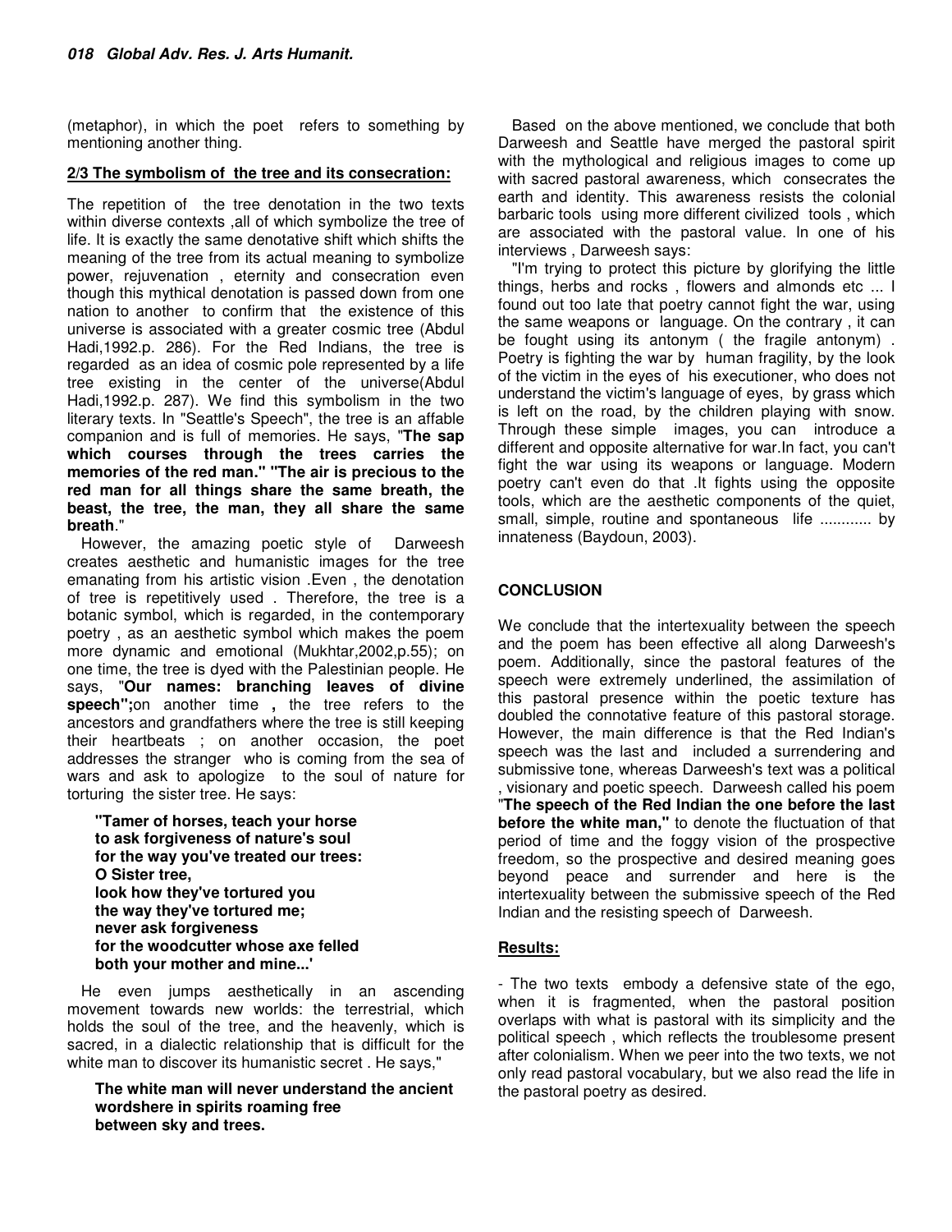(metaphor), in which the poet refers to something by mentioning another thing.

### 2/3 The symbolism of the tree and its consecration:

The repetition of the tree denotation in the two texts within diverse contexts ,all of which symbolize the tree of life. It is exactly the same denotative shift which shifts the meaning of the tree from its actual meaning to symbolize power, rejuvenation , eternity and consecration even though this mythical denotation is passed down from one nation to another to confirm that the existence of this universe is associated with a greater cosmic tree (Abdul Hadi,1992.p. 286). For the Red Indians, the tree is regarded as an idea of cosmic pole represented by a life tree existing in the center of the universe(Abdul Hadi,1992.p. 287). We find this symbolism in the two literary texts. In "Seattle's Speech", the tree is an affable companion and is full of memories. He says, "**The sap which courses through the trees carries the memories of the red man." "The air is precious to the red man for all things share the same breath, the beast, the tree, the man, they all share the same breath**."

However, the amazing poetic style of Darweesh creates aesthetic and humanistic images for the tree emanating from his artistic vision .Even , the denotation of tree is repetitively used . Therefore, the tree is a botanic symbol, which is regarded, in the contemporary poetry , as an aesthetic symbol which makes the poem more dynamic and emotional (Mukhtar,2002,p.55); on one time, the tree is dyed with the Palestinian people. He says, "**Our names: branching leaves of divine speech";**on another time **,** the tree refers to the ancestors and grandfathers where the tree is still keeping their heartbeats ; on another occasion, the poet addresses the stranger who is coming from the sea of wars and ask to apologize to the soul of nature for torturing the sister tree. He says:

> **"Tamer of horses, teach your horse**
> **to ask forgiveness of nature's soul**
> **for the way you've treated our trees:**
> **O Sister tree,**
> **look how they've tortured you**
> **the way they've tortured me;**
> **never ask forgiveness**
> **for the woodcutter whose axe felled**
> **both your mother and mine...'**

He even jumps aesthetically in an ascending movement towards new worlds: the terrestrial, which holds the soul of the tree, and the heavenly, which is sacred, in a dialectic relationship that is difficult for the white man to discover its humanistic secret . He says,"

> **The white man will never understand the ancient wordshere in spirits roaming free**
> **between sky and trees.**

Based on the above mentioned, we conclude that both Darweesh and Seattle have merged the pastoral spirit with the mythological and religious images to come up with sacred pastoral awareness, which consecrates the earth and identity. This awareness resists the colonial barbaric tools using more different civilized tools , which are associated with the pastoral value. In one of his interviews , Darweesh says:

"I'm trying to protect this picture by glorifying the little things, herbs and rocks , flowers and almonds etc ... I found out too late that poetry cannot fight the war, using the same weapons or language. On the contrary , it can be fought using its antonym ( the fragile antonym) . Poetry is fighting the war by human fragility, by the look of the victim in the eyes of his executioner, who does not understand the victim's language of eyes, by grass which is left on the road, by the children playing with snow. Through these simple images, you can introduce a different and opposite alternative for war.In fact, you can't fight the war using its weapons or language. Modern poetry can't even do that .It fights using the opposite tools, which are the aesthetic components of the quiet, small, simple, routine and spontaneous life ............ by innateness (Baydoun, 2003).

## CONCLUSION

We conclude that the intertexuality between the speech and the poem has been effective all along Darweesh's poem. Additionally, since the pastoral features of the speech were extremely underlined, the assimilation of this pastoral presence within the poetic texture has doubled the connotative feature of this pastoral storage. However, the main difference is that the Red Indian's speech was the last and included a surrendering and submissive tone, whereas Darweesh's text was a political , visionary and poetic speech. Darweesh called his poem "**The speech of the Red Indian the one before the last before the white man,"** to denote the fluctuation of that period of time and the foggy vision of the prospective freedom, so the prospective and desired meaning goes beyond peace and surrender and here is the intertexuality between the submissive speech of the Red Indian and the resisting speech of Darweesh.

### Results:

- The two texts embody a defensive state of the ego, when it is fragmented, when the pastoral position overlaps with what is pastoral with its simplicity and the political speech , which reflects the troublesome present after colonialism. When we peer into the two texts, we not only read pastoral vocabulary, but we also read the life in the pastoral poetry as desired.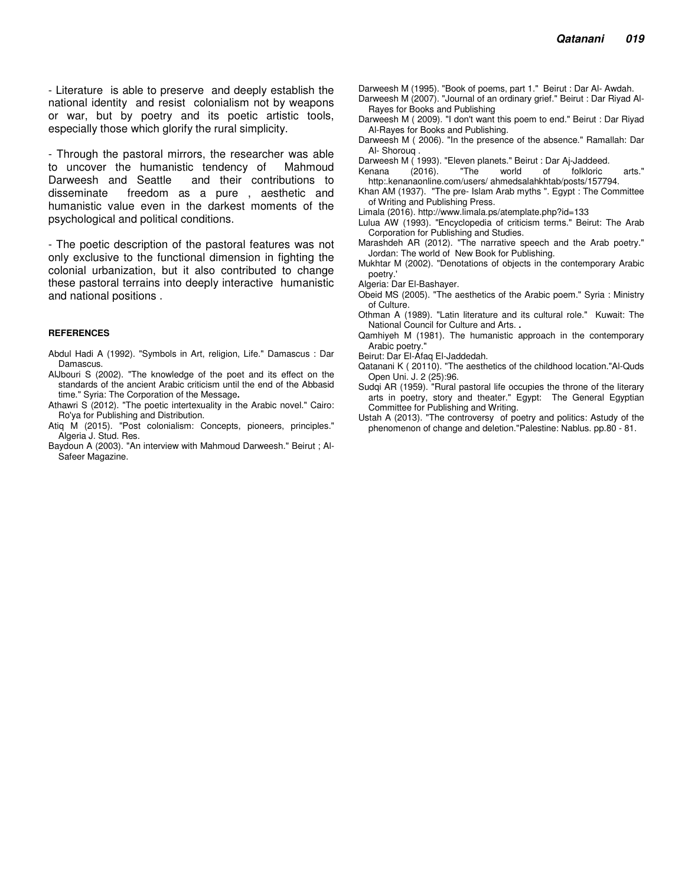- Literature is able to preserve and deeply establish the national identity and resist colonialism not by weapons or war, but by poetry and its poetic artistic tools, especially those which glorify the rural simplicity.

- Through the pastoral mirrors, the researcher was able to uncover the humanistic tendency of Mahmoud Darweesh and Seattle and their contributions to disseminate freedom as a pure , aesthetic and humanistic value even in the darkest moments of the psychological and political conditions.

- The poetic description of the pastoral features was not only exclusive to the functional dimension in fighting the colonial urbanization, but it also contributed to change these pastoral terrains into deeply interactive humanistic and national positions .

## REFERENCES

Abdul Hadi A (1992). "Symbols in Art, religion, Life." Damascus : Dar Damascus.

AlJbouri S (2002). "The knowledge of the poet and its effect on the standards of the ancient Arabic criticism until the end of the Abbasid time." Syria: The Corporation of the Message**.**

Athawri S (2012). "The poetic intertexuality in the Arabic novel." Cairo: Ro'ya for Publishing and Distribution.

Atiq M (2015). "Post colonialism: Concepts, pioneers, principles." Algeria J. Stud. Res.

Baydoun A (2003). "An interview with Mahmoud Darweesh." Beirut ; Al-Safeer Magazine.

Darweesh M (1995). "Book of poems, part 1." Beirut : Dar Al- Awdah.

Darweesh M (2007). "Journal of an ordinary grief." Beirut : Dar Riyad Al-Rayes for Books and Publishing

Darweesh M ( 2009). "I don't want this poem to end." Beirut : Dar Riyad Al-Rayes for Books and Publishing.

Darweesh M ( 2006). "In the presence of the absence." Ramallah: Dar Al- Shorouq .

Darweesh M ( 1993). "Eleven planets." Beirut : Dar Aj-Jaddeed.

Kenana (2016). "The world of folkloric arts." http:.kenanaonline.com/users/ ahmedsalahkhtab/posts/157794.

Khan AM (1937). "The pre- Islam Arab myths ". Egypt : The Committee of Writing and Publishing Press.

Limala (2016). http://www.limala.ps/atemplate.php?id=133

Lulua AW (1993). "Encyclopedia of criticism terms." Beirut: The Arab Corporation for Publishing and Studies.

Marashdeh AR (2012). "The narrative speech and the Arab poetry." Jordan: The world of New Book for Publishing.

Mukhtar M (2002). "Denotations of objects in the contemporary Arabic poetry.'

Algeria: Dar El-Bashayer.

Obeid MS (2005). "The aesthetics of the Arabic poem." Syria : Ministry of Culture.

Othman A (1989). "Latin literature and its cultural role." Kuwait: The National Council for Culture and Arts**. .**

Qamhiyeh M (1981). The humanistic approach in the contemporary Arabic poetry."

Beirut: Dar El-Afaq El-Jaddedah.

Qatanani K ( 20110). "The aesthetics of the childhood location."Al-Quds Open Uni. J. 2 (25):96.

Sudqi AR (1959). "Rural pastoral life occupies the throne of the literary arts in poetry, story and theater." Egypt: The General Egyptian Committee for Publishing and Writing.

Ustah A (2013). "The controversy of poetry and politics: Astudy of the phenomenon of change and deletion."Palestine: Nablus. pp.80 - 81.